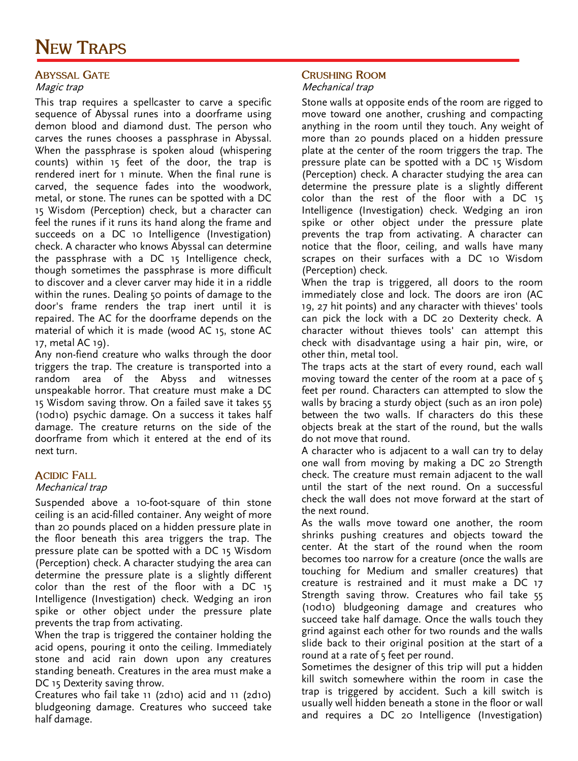# New Traps

## Abyssal Gate

*Magic trap*

This trap requires a spellcaster to carve a specific sequence of Abyssal runes into a doorframe using demon blood and diamond dust. The person who carves the runes chooses a passphrase in Abyssal. When the passphrase is spoken aloud (whispering counts) within 15 feet of the door, the trap is rendered inert for 1 minute. When the final rune is carved, the sequence fades into the woodwork, metal, or stone. The runes can be spotted with a DC 15 Wisdom (Perception) check, but a character can feel the runes if it runs its hand along the frame and succeeds on a DC 10 Intelligence (Investigation) check. A character who knows Abyssal can determine the passphrase with a DC 15 Intelligence check, though sometimes the passphrase is more difficult to discover and a clever carver may hide it in a riddle within the runes. Dealing 50 points of damage to the door's frame renders the trap inert until it is repaired. The AC for the doorframe depends on the material of which it is made (wood AC 15, stone AC 17, metal AC 19).

Any non-fiend creature who walks through the door triggers the trap. The creature is transported into a random area of the Abyss and witnesses unspeakable horror. That creature must make a DC 15 Wisdom saving throw. On a failed save it takes 55 (10d10) psychic damage. On a success it takes half damage. The creature returns on the side of the doorframe from which it entered at the end of its next turn.

## Acidic Fall

*Mechanical trap*

Suspended above a 10-foot-square of thin stone ceiling is an acid-filled container. Any weight of more than 20 pounds placed on a hidden pressure plate in the floor beneath this area triggers the trap. The pressure plate can be spotted with a DC 15 Wisdom (Perception) check. A character studying the area can determine the pressure plate is a slightly different color than the rest of the floor with a DC 15 Intelligence (Investigation) check. Wedging an iron spike or other object under the pressure plate prevents the trap from activating.

When the trap is triggered the container holding the acid opens, pouring it onto the ceiling. Immediately stone and acid rain down upon any creatures standing beneath. Creatures in the area must make a DC 15 Dexterity saving throw.

Creatures who fail take 11 (2d10) acid and 11 (2d10) bludgeoning damage. Creatures who succeed take half damage.

## Crushing Room

*Mechanical trap*

Stone walls at opposite ends of the room are rigged to move toward one another, crushing and compacting anything in the room until they touch. Any weight of more than 20 pounds placed on a hidden pressure plate at the center of the room triggers the trap. The pressure plate can be spotted with a DC 15 Wisdom (Perception) check. A character studying the area can determine the pressure plate is a slightly different color than the rest of the floor with a DC 15 Intelligence (Investigation) check. Wedging an iron spike or other object under the pressure plate prevents the trap from activating. A character can notice that the floor, ceiling, and walls have many scrapes on their surfaces with a DC 10 Wisdom (Perception) check.

When the trap is triggered, all doors to the room immediately close and lock. The doors are iron (AC 19, 27 hit points) and any character with thieves' tools can pick the lock with a DC 20 Dexterity check. A character without thieves tools' can attempt this check with disadvantage using a hair pin, wire, or other thin, metal tool.

The traps acts at the start of every round, each wall moving toward the center of the room at a pace of 5 feet per round. Characters can attempted to slow the walls by bracing a sturdy object (such as an iron pole) between the two walls. If characters do this these objects break at the start of the round, but the walls do not move that round.

A character who is adjacent to a wall can try to delay one wall from moving by making a DC 20 Strength check. The creature must remain adjacent to the wall until the start of the next round. On a successful check the wall does not move forward at the start of the next round.

As the walls move toward one another, the room shrinks pushing creatures and objects toward the center. At the start of the round when the room becomes too narrow for a creature (once the walls are touching for Medium and smaller creatures) that creature is restrained and it must make a DC 17 Strength saving throw. Creatures who fail take 55 (10d10) bludgeoning damage and creatures who succeed take half damage. Once the walls touch they grind against each other for two rounds and the walls slide back to their original position at the start of a round at a rate of 5 feet per round.

Sometimes the designer of this trip will put a hidden kill switch somewhere within the room in case the trap is triggered by accident. Such a kill switch is usually well hidden beneath a stone in the floor or wall and requires a DC 20 Intelligence (Investigation)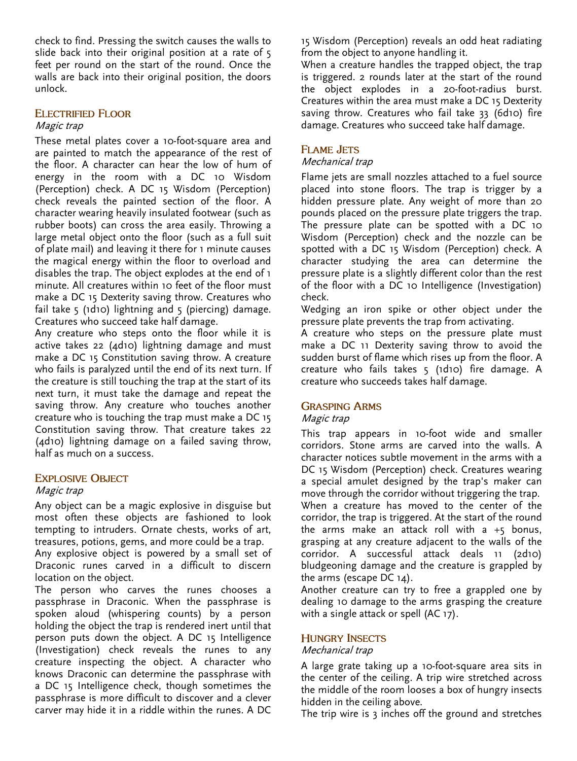check to find. Pressing the switch causes the walls to slide back into their original position at a rate of 5 feet per round on the start of the round. Once the walls are back into their original position, the doors unlock.

### Electrified Floor

*Magic trap*

These metal plates cover a 10-foot-square area and are painted to match the appearance of the rest of the floor. A character can hear the low of hum of energy in the room with a DC 10 Wisdom (Perception) check. A DC 15 Wisdom (Perception) check reveals the painted section of the floor. A character wearing heavily insulated footwear (such as rubber boots) can cross the area easily. Throwing a large metal object onto the floor (such as a full suit of plate mail) and leaving it there for 1 minute causes the magical energy within the floor to overload and disables the trap. The object explodes at the end of 1 minute. All creatures within 10 feet of the floor must make a DC 15 Dexterity saving throw. Creatures who fail take 5 (1d10) lightning and 5 (piercing) damage. Creatures who succeed take half damage.

Any creature who steps onto the floor while it is active takes 22 (4d10) lightning damage and must make a DC 15 Constitution saving throw. A creature who fails is paralyzed until the end of its next turn. If the creature is still touching the trap at the start of its next turn, it must take the damage and repeat the saving throw. Any creature who touches another creature who is touching the trap must make a DC 15 Constitution saving throw. That creature takes 22 (4d10) lightning damage on a failed saving throw, half as much on a success.

### Explosive Object

*Magic trap*

Any object can be a magic explosive in disguise but most often these objects are fashioned to look tempting to intruders. Ornate chests, works of art, treasures, potions, gems, and more could be a trap.

Any explosive object is powered by a small set of Draconic runes carved in a difficult to discern location on the object.

The person who carves the runes chooses a passphrase in Draconic. When the passphrase is spoken aloud (whispering counts) by a person holding the object the trap is rendered inert until that person puts down the object. A DC 15 Intelligence (Investigation) check reveals the runes to any creature inspecting the object. A character who knows Draconic can determine the passphrase with a DC 15 Intelligence check, though sometimes the passphrase is more difficult to discover and a clever carver may hide it in a riddle within the runes. A DC 15 Wisdom (Perception) reveals an odd heat radiating from the object to anyone handling it.

When a creature handles the trapped object, the trap is triggered. 2 rounds later at the start of the round the object explodes in a 20-foot-radius burst. Creatures within the area must make a DC 15 Dexterity saving throw. Creatures who fail take 33 (6d10) fire damage. Creatures who succeed take half damage.

### Flame Jets

*Mechanical trap*

Flame jets are small nozzles attached to a fuel source placed into stone floors. The trap is trigger by a hidden pressure plate. Any weight of more than 20 pounds placed on the pressure plate triggers the trap. The pressure plate can be spotted with a DC 10 Wisdom (Perception) check and the nozzle can be spotted with a DC 15 Wisdom (Perception) check. A character studying the area can determine the pressure plate is a slightly different color than the rest of the floor with a DC 10 Intelligence (Investigation) check.

Wedging an iron spike or other object under the pressure plate prevents the trap from activating.

A creature who steps on the pressure plate must make a DC 11 Dexterity saving throw to avoid the sudden burst of flame which rises up from the floor. A creature who fails takes 5 (1d10) fire damage. A creature who succeeds takes half damage.

### Grasping Arms

*Magic trap*

This trap appears in 10-foot wide and smaller corridors. Stone arms are carved into the walls. A character notices subtle movement in the arms with a DC 15 Wisdom (Perception) check. Creatures wearing a special amulet designed by the trap's maker can move through the corridor without triggering the trap.

When a creature has moved to the center of the corridor, the trap is triggered. At the start of the round the arms make an attack roll with a +5 bonus, grasping at any creature adjacent to the walls of the corridor. A successful attack deals 11 (2d10) bludgeoning damage and the creature is grappled by the arms (escape DC 14).

Another creature can try to free a grappled one by dealing 10 damage to the arms grasping the creature with a single attack or spell (AC 17).

### Hungry Insects

*Mechanical trap*

A large grate taking up a 10-foot-square area sits in the center of the ceiling. A trip wire stretched across the middle of the room looses a box of hungry insects hidden in the ceiling above.

The trip wire is 3 inches off the ground and stretches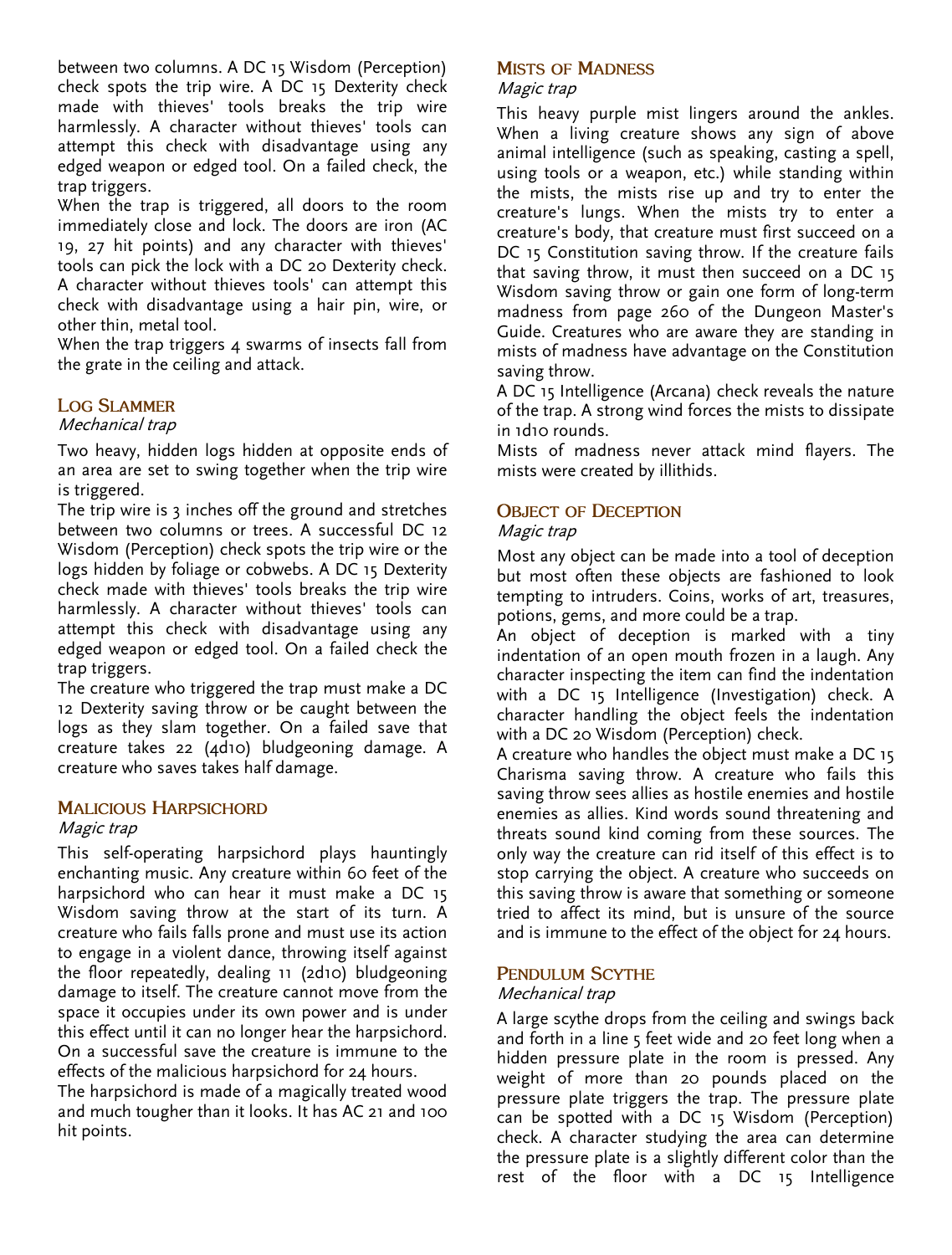between two columns. A DC 15 Wisdom (Perception) check spots the trip wire. A DC 15 Dexterity check made with thieves' tools breaks the trip wire harmlessly. A character without thieves' tools can attempt this check with disadvantage using any edged weapon or edged tool. On a failed check, the trap triggers.

When the trap is triggered, all doors to the room immediately close and lock. The doors are iron (AC 19, 27 hit points) and any character with thieves' tools can pick the lock with a DC 20 Dexterity check. A character without thieves tools' can attempt this check with disadvantage using a hair pin, wire, or other thin, metal tool.

When the trap triggers 4 swarms of insects fall from the grate in the ceiling and attack.

### Log Slammer

*Mechanical trap*

Two heavy, hidden logs hidden at opposite ends of an area are set to swing together when the trip wire is triggered.

The trip wire is 3 inches off the ground and stretches between two columns or trees. A successful DC 12 Wisdom (Perception) check spots the trip wire or the logs hidden by foliage or cobwebs. A DC 15 Dexterity check made with thieves' tools breaks the trip wire harmlessly. A character without thieves' tools can attempt this check with disadvantage using any edged weapon or edged tool. On a failed check the trap triggers.

The creature who triggered the trap must make a DC 12 Dexterity saving throw or be caught between the logs as they slam together. On a failed save that creature takes 22 (4d10) bludgeoning damage. A creature who saves takes half damage.

### Malicious Harpsichord

*Magic trap*

This self-operating harpsichord plays hauntingly enchanting music. Any creature within 60 feet of the harpsichord who can hear it must make a DC 15 Wisdom saving throw at the start of its turn. A creature who fails falls prone and must use its action to engage in a violent dance, throwing itself against the floor repeatedly, dealing 11 (2d10) bludgeoning damage to itself. The creature cannot move from the space it occupies under its own power and is under this effect until it can no longer hear the harpsichord. On a successful save the creature is immune to the effects of the malicious harpsichord for 24 hours.

The harpsichord is made of a magically treated wood and much tougher than it looks. It has AC 21 and 100 hit points.

### Mists of Madness

*Magic trap*

This heavy purple mist lingers around the ankles. When a living creature shows any sign of above animal intelligence (such as speaking, casting a spell, using tools or a weapon, etc.) while standing within the mists, the mists rise up and try to enter the creature's lungs. When the mists try to enter a creature's body, that creature must first succeed on a DC 15 Constitution saving throw. If the creature fails that saving throw, it must then succeed on a DC 15 Wisdom saving throw or gain one form of long-term madness from page 260 of the Dungeon Master's Guide. Creatures who are aware they are standing in mists of madness have advantage on the Constitution saving throw.

A DC 15 Intelligence (Arcana) check reveals the nature of the trap. A strong wind forces the mists to dissipate in 1d10 rounds.

Mists of madness never attack mind flayers. The mists were created by illithids.

### Object of Deception

*Magic trap*

Most any object can be made into a tool of deception but most often these objects are fashioned to look tempting to intruders. Coins, works of art, treasures, potions, gems, and more could be a trap.

An object of deception is marked with a tiny indentation of an open mouth frozen in a laugh. Any character inspecting the item can find the indentation with a DC 15 Intelligence (Investigation) check. A character handling the object feels the indentation with a DC 20 Wisdom (Perception) check.

A creature who handles the object must make a DC 15 Charisma saving throw. A creature who fails this saving throw sees allies as hostile enemies and hostile enemies as allies. Kind words sound threatening and threats sound kind coming from these sources. The only way the creature can rid itself of this effect is to stop carrying the object. A creature who succeeds on this saving throw is aware that something or someone tried to affect its mind, but is unsure of the source and is immune to the effect of the object for 24 hours.

### Pendulum Scythe

*Mechanical trap*

A large scythe drops from the ceiling and swings back and forth in a line 5 feet wide and 20 feet long when a hidden pressure plate in the room is pressed. Any weight of more than 20 pounds placed on the pressure plate triggers the trap. The pressure plate can be spotted with a DC 15 Wisdom (Perception) check. A character studying the area can determine the pressure plate is a slightly different color than the rest of the floor with a DC 15 Intelligence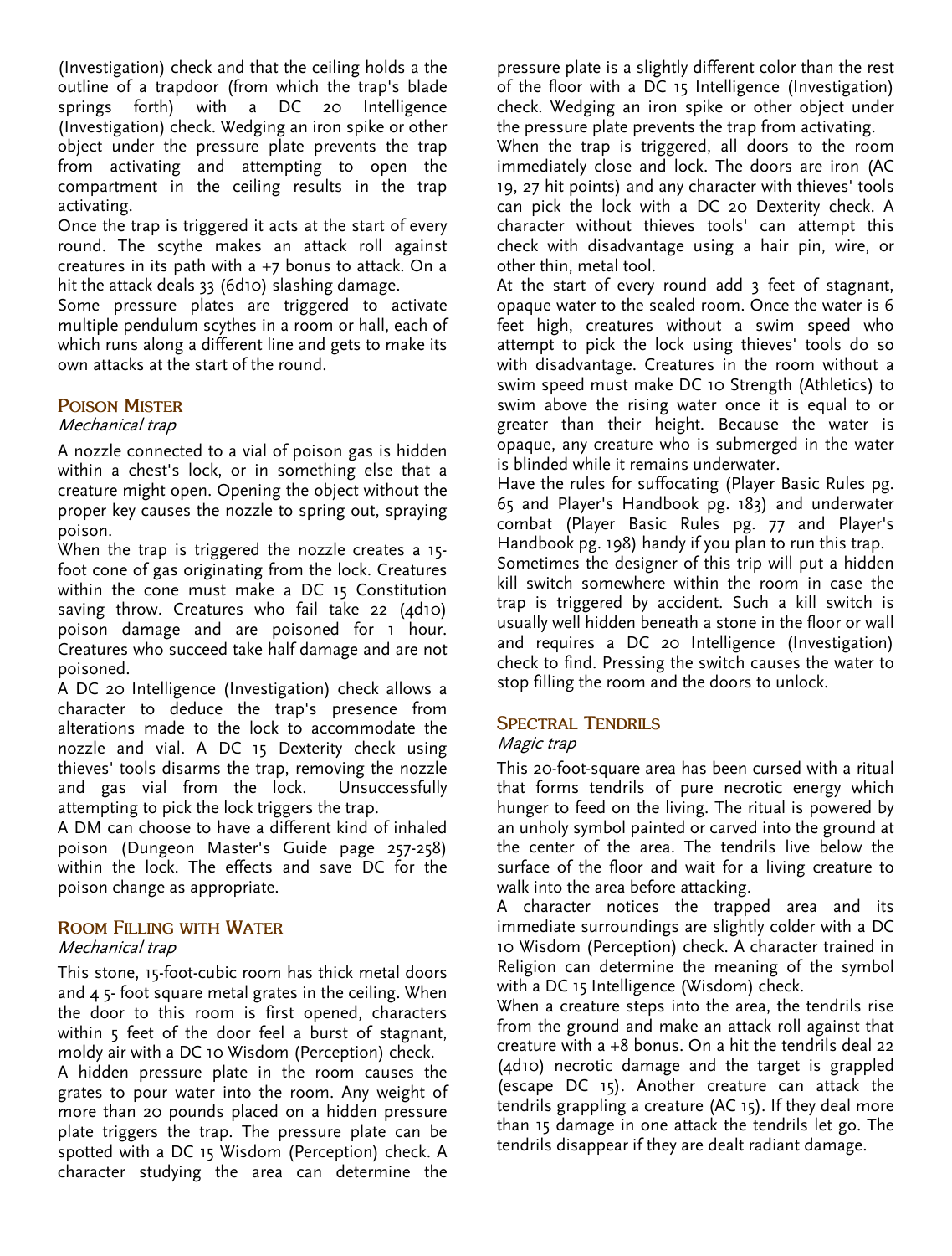(Investigation) check and that the ceiling holds a the outline of a trapdoor (from which the trap's blade springs forth) with a DC 20 Intelligence (Investigation) check. Wedging an iron spike or other object under the pressure plate prevents the trap from activating and attempting to open the compartment in the ceiling results in the trap activating.

Once the trap is triggered it acts at the start of every round. The scythe makes an attack roll against creatures in its path with a +7 bonus to attack. On a hit the attack deals 33 (6d10) slashing damage.

Some pressure plates are triggered to activate multiple pendulum scythes in a room or hall, each of which runs along a different line and gets to make its own attacks at the start of the round.

### Poison Mister

*Mechanical trap*

A nozzle connected to a vial of poison gas is hidden within a chest's lock, or in something else that a creature might open. Opening the object without the proper key causes the nozzle to spring out, spraying poison.

When the trap is triggered the nozzle creates a 15-foot cone of gas originating from the lock. Creatures within the cone must make a DC 15 Constitution saving throw. Creatures who fail take 22 (4d10) poison damage and are poisoned for 1 hour. Creatures who succeed take half damage and are not poisoned.

A DC 20 Intelligence (Investigation) check allows a character to deduce the trap's presence from alterations made to the lock to accommodate the nozzle and vial. A DC 15 Dexterity check using thieves' tools disarms the trap, removing the nozzle and gas vial from the lock. Unsuccessfully attempting to pick the lock triggers the trap.

A DM can choose to have a different kind of inhaled poison (Dungeon Master's Guide page 257-258) within the lock. The effects and save DC for the poison change as appropriate.

### Room Filling with Water

*Mechanical trap*

This stone, 15-foot-cubic room has thick metal doors and 4 5- foot square metal grates in the ceiling. When the door to this room is first opened, characters within 5 feet of the door feel a burst of stagnant, moldy air with a DC 10 Wisdom (Perception) check.

A hidden pressure plate in the room causes the grates to pour water into the room. Any weight of more than 20 pounds placed on a hidden pressure plate triggers the trap. The pressure plate can be spotted with a DC 15 Wisdom (Perception) check. A character studying the area can determine the pressure plate is a slightly different color than the rest of the floor with a DC 15 Intelligence (Investigation) check. Wedging an iron spike or other object under the pressure plate prevents the trap from activating.

When the trap is triggered, all doors to the room immediately close and lock. The doors are iron (AC 19, 27 hit points) and any character with thieves' tools can pick the lock with a DC 20 Dexterity check. A character without thieves tools' can attempt this check with disadvantage using a hair pin, wire, or other thin, metal tool.

At the start of every round add 3 feet of stagnant, opaque water to the sealed room. Once the water is 6 feet high, creatures without a swim speed who attempt to pick the lock using thieves' tools do so with disadvantage. Creatures in the room without a swim speed must make DC 10 Strength (Athletics) to swim above the rising water once it is equal to or greater than their height. Because the water is opaque, any creature who is submerged in the water is blinded while it remains underwater.

Have the rules for suffocating (Player Basic Rules pg. 65 and Player's Handbook pg. 183) and underwater combat (Player Basic Rules pg. 77 and Player's Handbook pg. 198) handy if you plan to run this trap.

Sometimes the designer of this trip will put a hidden kill switch somewhere within the room in case the trap is triggered by accident. Such a kill switch is usually well hidden beneath a stone in the floor or wall and requires a DC 20 Intelligence (Investigation) check to find. Pressing the switch causes the water to stop filling the room and the doors to unlock.

### Spectral Tendrils

*Magic trap*

This 20-foot-square area has been cursed with a ritual that forms tendrils of pure necrotic energy which hunger to feed on the living. The ritual is powered by an unholy symbol painted or carved into the ground at the center of the area. The tendrils live below the surface of the floor and wait for a living creature to walk into the area before attacking.

A character notices the trapped area and its immediate surroundings are slightly colder with a DC 10 Wisdom (Perception) check. A character trained in Religion can determine the meaning of the symbol with a DC 15 Intelligence (Wisdom) check.

When a creature steps into the area, the tendrils rise from the ground and make an attack roll against that creature with a +8 bonus. On a hit the tendrils deal 22 (4d10) necrotic damage and the target is grappled (escape DC 15). Another creature can attack the tendrils grappling a creature (AC 15). If they deal more than 15 damage in one attack the tendrils let go. The tendrils disappear if they are dealt radiant damage.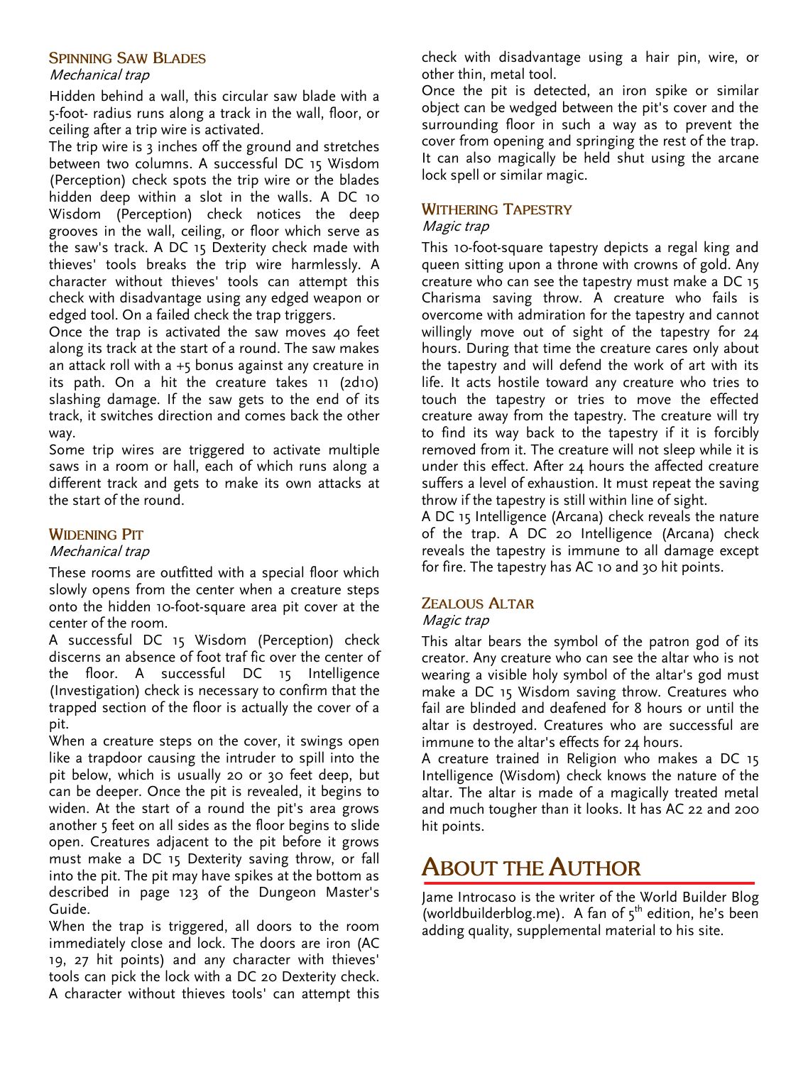### Spinning Saw Blades

*Mechanical trap*

Hidden behind a wall, this circular saw blade with a 5-foot- radius runs along a track in the wall, floor, or ceiling after a trip wire is activated.

The trip wire is 3 inches off the ground and stretches between two columns. A successful DC 15 Wisdom (Perception) check spots the trip wire or the blades hidden deep within a slot in the walls. A DC 10 Wisdom (Perception) check notices the deep grooves in the wall, ceiling, or floor which serve as the saw's track. A DC 15 Dexterity check made with thieves' tools breaks the trip wire harmlessly. A character without thieves' tools can attempt this check with disadvantage using any edged weapon or edged tool. On a failed check the trap triggers.

Once the trap is activated the saw moves 40 feet along its track at the start of a round. The saw makes an attack roll with a +5 bonus against any creature in its path. On a hit the creature takes 11 (2d10) slashing damage. If the saw gets to the end of its track, it switches direction and comes back the other way.

Some trip wires are triggered to activate multiple saws in a room or hall, each of which runs along a different track and gets to make its own attacks at the start of the round.

### Widening Pit

*Mechanical trap*

These rooms are outfitted with a special floor which slowly opens from the center when a creature steps onto the hidden 10-foot-square area pit cover at the center of the room.

A successful DC 15 Wisdom (Perception) check discerns an absence of foot traf fic over the center of the floor. A successful DC 15 Intelligence (Investigation) check is necessary to confirm that the trapped section of the floor is actually the cover of a pit.

When a creature steps on the cover, it swings open like a trapdoor causing the intruder to spill into the pit below, which is usually 20 or 30 feet deep, but can be deeper. Once the pit is revealed, it begins to widen. At the start of a round the pit's area grows another 5 feet on all sides as the floor begins to slide open. Creatures adjacent to the pit before it grows must make a DC 15 Dexterity saving throw, or fall into the pit. The pit may have spikes at the bottom as described in page 123 of the Dungeon Master's Guide.

When the trap is triggered, all doors to the room immediately close and lock. The doors are iron (AC 19, 27 hit points) and any character with thieves' tools can pick the lock with a DC 20 Dexterity check. A character without thieves tools' can attempt this check with disadvantage using a hair pin, wire, or other thin, metal tool.

Once the pit is detected, an iron spike or similar object can be wedged between the pit's cover and the surrounding floor in such a way as to prevent the cover from opening and springing the rest of the trap. It can also magically be held shut using the arcane lock spell or similar magic.

### Withering Tapestry

*Magic trap*

This 10-foot-square tapestry depicts a regal king and queen sitting upon a throne with crowns of gold. Any creature who can see the tapestry must make a DC 15 Charisma saving throw. A creature who fails is overcome with admiration for the tapestry and cannot willingly move out of sight of the tapestry for 24 hours. During that time the creature cares only about the tapestry and will defend the work of art with its life. It acts hostile toward any creature who tries to touch the tapestry or tries to move the effected creature away from the tapestry. The creature will try to find its way back to the tapestry if it is forcibly removed from it. The creature will not sleep while it is under this effect. After 24 hours the affected creature suffers a level of exhaustion. It must repeat the saving throw if the tapestry is still within line of sight.

A DC 15 Intelligence (Arcana) check reveals the nature of the trap. A DC 20 Intelligence (Arcana) check reveals the tapestry is immune to all damage except for fire. The tapestry has AC 10 and 30 hit points.

### Zealous Altar

*Magic trap*

This altar bears the symbol of the patron god of its creator. Any creature who can see the altar who is not wearing a visible holy symbol of the altar's god must make a DC 15 Wisdom saving throw. Creatures who fail are blinded and deafened for 8 hours or until the altar is destroyed. Creatures who are successful are immune to the altar's effects for 24 hours.

A creature trained in Religion who makes a DC 15 Intelligence (Wisdom) check knows the nature of the altar. The altar is made of a magically treated metal and much tougher than it looks. It has AC 22 and 200 hit points.

# About the Author

Jame Introcaso is the writer of the World Builder Blog (worldbuilderblog.me). A fan of 5th edition, he's been adding quality, supplemental material to his site.